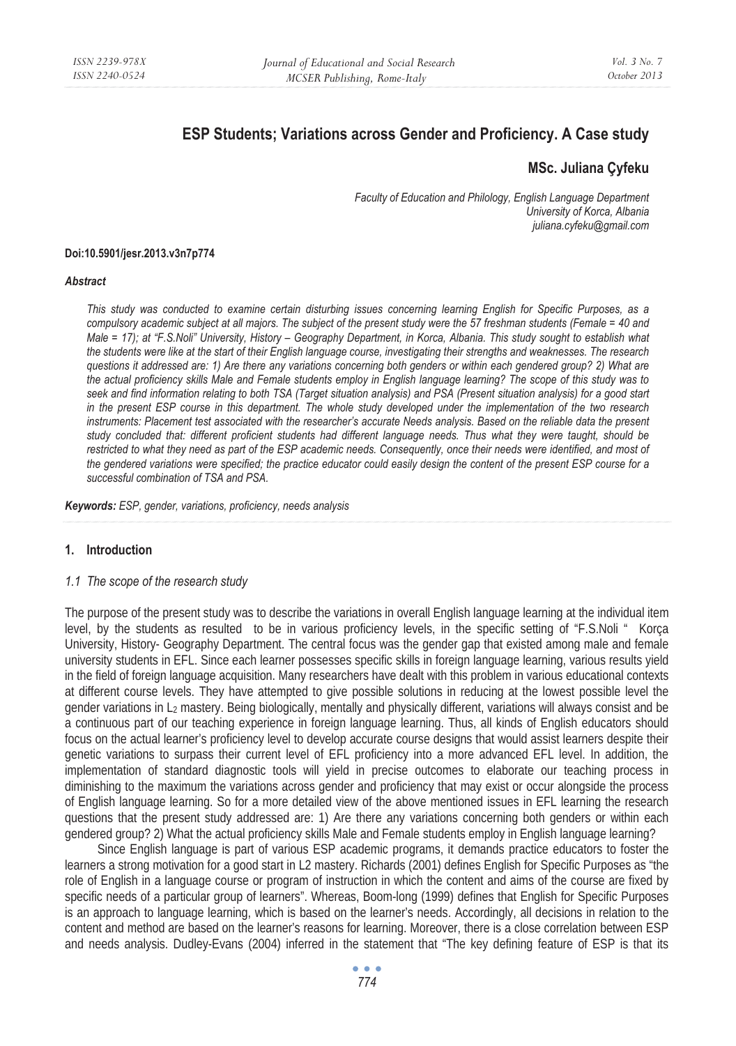# ESP Students; Variations across Gender and Proficiency. A Case study

**MSc. Juliana Çyfeku**

*Faculty of Education and Philology, English Language Department*
*University of Korca, Albania*
*juliana.cyfeku@gmail.com*

**Doi:10.5901/jesr.2013.v3n7p774**

***Abstract***

*This study was conducted to examine certain disturbing issues concerning learning English for Specific Purposes, as a compulsory academic subject at all majors. The subject of the present study were the 57 freshman students (Female = 40 and Male = 17); at "F.S.Noli" University, History – Geography Department, in Korca, Albania. This study sought to establish what the students were like at the start of their English language course, investigating their strengths and weaknesses. The research questions it addressed are: 1) Are there any variations concerning both genders or within each gendered group? 2) What are the actual proficiency skills Male and Female students employ in English language learning? The scope of this study was to seek and find information relating to both TSA (Target situation analysis) and PSA (Present situation analysis) for a good start in the present ESP course in this department. The whole study developed under the implementation of the two research instruments: Placement test associated with the researcher's accurate Needs analysis. Based on the reliable data the present study concluded that: different proficient students had different language needs. Thus what they were taught, should be restricted to what they need as part of the ESP academic needs. Consequently, once their needs were identified, and most of the gendered variations were specified; the practice educator could easily design the content of the present ESP course for a successful combination of TSA and PSA.*

***Keywords:*** *ESP, gender, variations, proficiency, needs analysis*

## 1. Introduction

### *1.1 The scope of the research study*

The purpose of the present study was to describe the variations in overall English language learning at the individual item level, by the students as resulted to be in various proficiency levels, in the specific setting of "F.S.Noli " Korça University, History- Geography Department. The central focus was the gender gap that existed among male and female university students in EFL. Since each learner possesses specific skills in foreign language learning, various results yield in the field of foreign language acquisition. Many researchers have dealt with this problem in various educational contexts at different course levels. They have attempted to give possible solutions in reducing at the lowest possible level the gender variations in $L_2$ mastery. Being biologically, mentally and physically different, variations will always consist and be a continuous part of our teaching experience in foreign language learning. Thus, all kinds of English educators should focus on the actual learner's proficiency level to develop accurate course designs that would assist learners despite their genetic variations to surpass their current level of EFL proficiency into a more advanced EFL level. In addition, the implementation of standard diagnostic tools will yield in precise outcomes to elaborate our teaching process in diminishing to the maximum the variations across gender and proficiency that may exist or occur alongside the process of English language learning. So for a more detailed view of the above mentioned issues in EFL learning the research questions that the present study addressed are: 1) Are there any variations concerning both genders or within each gendered group? 2) What the actual proficiency skills Male and Female students employ in English language learning?

Since English language is part of various ESP academic programs, it demands practice educators to foster the learners a strong motivation for a good start in L2 mastery. Richards (2001) defines English for Specific Purposes as "the role of English in a language course or program of instruction in which the content and aims of the course are fixed by specific needs of a particular group of learners". Whereas, Boom-long (1999) defines that English for Specific Purposes is an approach to language learning, which is based on the learner's needs. Accordingly, all decisions in relation to the content and method are based on the learner's reasons for learning. Moreover, there is a close correlation between ESP and needs analysis. Dudley-Evans (2004) inferred in the statement that "The key defining feature of ESP is that its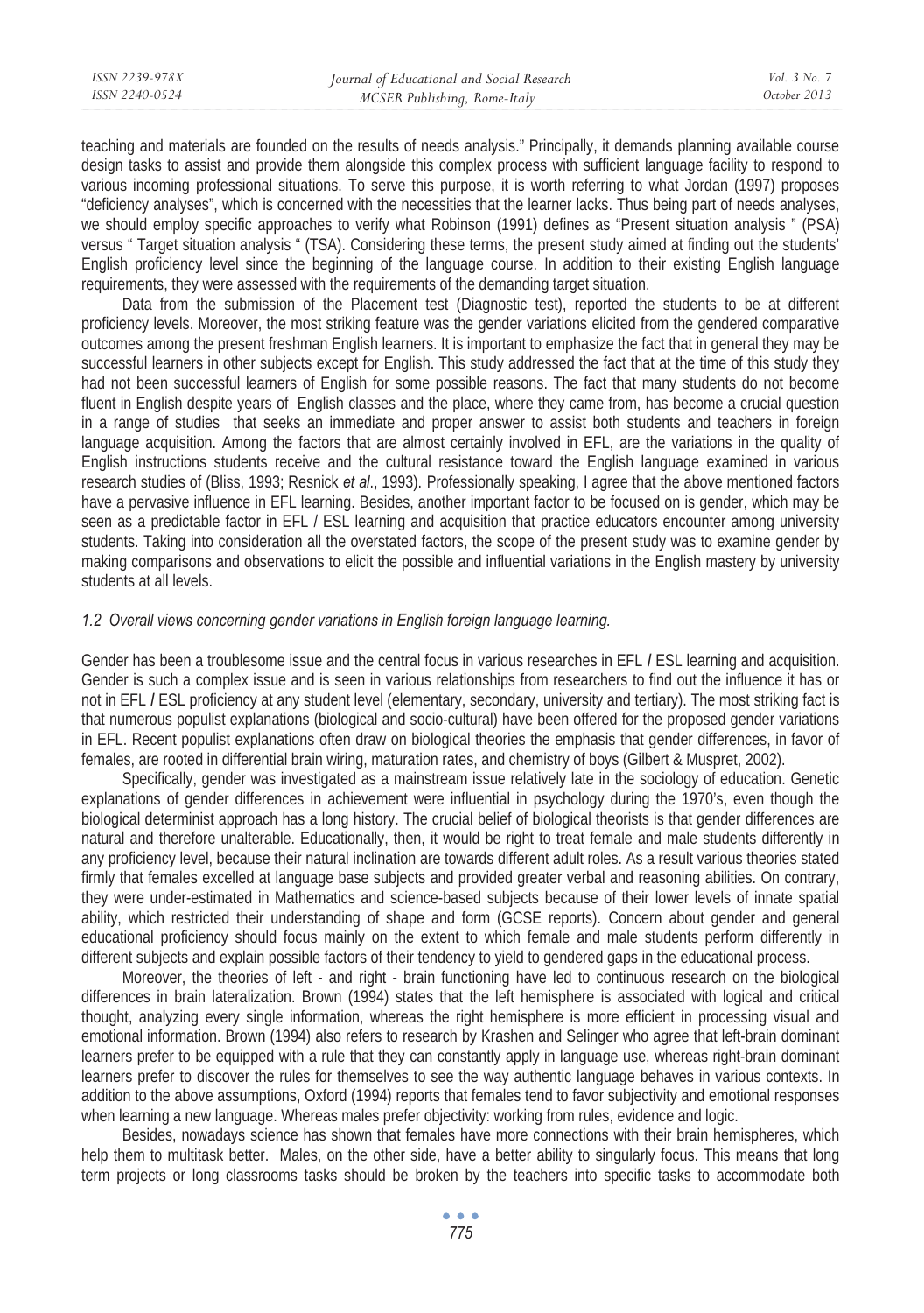teaching and materials are founded on the results of needs analysis." Principally, it demands planning available course design tasks to assist and provide them alongside this complex process with sufficient language facility to respond to various incoming professional situations. To serve this purpose, it is worth referring to what Jordan (1997) proposes "deficiency analyses", which is concerned with the necessities that the learner lacks. Thus being part of needs analyses, we should employ specific approaches to verify what Robinson (1991) defines as "Present situation analysis " (PSA) versus " Target situation analysis " (TSA). Considering these terms, the present study aimed at finding out the students' English proficiency level since the beginning of the language course. In addition to their existing English language requirements, they were assessed with the requirements of the demanding target situation.

Data from the submission of the Placement test (Diagnostic test), reported the students to be at different proficiency levels. Moreover, the most striking feature was the gender variations elicited from the gendered comparative outcomes among the present freshman English learners. It is important to emphasize the fact that in general they may be successful learners in other subjects except for English. This study addressed the fact that at the time of this study they had not been successful learners of English for some possible reasons. The fact that many students do not become fluent in English despite years of English classes and the place, where they came from, has become a crucial question in a range of studies that seeks an immediate and proper answer to assist both students and teachers in foreign language acquisition. Among the factors that are almost certainly involved in EFL, are the variations in the quality of English instructions students receive and the cultural resistance toward the English language examined in various research studies of (Bliss, 1993; Resnick *et al*., 1993). Professionally speaking, I agree that the above mentioned factors have a pervasive influence in EFL learning. Besides, another important factor to be focused on is gender, which may be seen as a predictable factor in EFL / ESL learning and acquisition that practice educators encounter among university students. Taking into consideration all the overstated factors, the scope of the present study was to examine gender by making comparisons and observations to elicit the possible and influential variations in the English mastery by university students at all levels.

### *1.2 Overall views concerning gender variations in English foreign language learning.*

Gender has been a troublesome issue and the central focus in various researches in EFL / ESL learning and acquisition. Gender is such a complex issue and is seen in various relationships from researchers to find out the influence it has or not in EFL / ESL proficiency at any student level (elementary, secondary, university and tertiary). The most striking fact is that numerous populist explanations (biological and socio-cultural) have been offered for the proposed gender variations in EFL. Recent populist explanations often draw on biological theories the emphasis that gender differences, in favor of females, are rooted in differential brain wiring, maturation rates, and chemistry of boys (Gilbert & Muspret, 2002).

Specifically, gender was investigated as a mainstream issue relatively late in the sociology of education. Genetic explanations of gender differences in achievement were influential in psychology during the 1970's, even though the biological determinist approach has a long history. The crucial belief of biological theorists is that gender differences are natural and therefore unalterable. Educationally, then, it would be right to treat female and male students differently in any proficiency level, because their natural inclination are towards different adult roles. As a result various theories stated firmly that females excelled at language base subjects and provided greater verbal and reasoning abilities. On contrary, they were under-estimated in Mathematics and science-based subjects because of their lower levels of innate spatial ability, which restricted their understanding of shape and form (GCSE reports). Concern about gender and general educational proficiency should focus mainly on the extent to which female and male students perform differently in different subjects and explain possible factors of their tendency to yield to gendered gaps in the educational process.

Moreover, the theories of left - and right - brain functioning have led to continuous research on the biological differences in brain lateralization. Brown (1994) states that the left hemisphere is associated with logical and critical thought, analyzing every single information, whereas the right hemisphere is more efficient in processing visual and emotional information. Brown (1994) also refers to research by Krashen and Selinger who agree that left-brain dominant learners prefer to be equipped with a rule that they can constantly apply in language use, whereas right-brain dominant learners prefer to discover the rules for themselves to see the way authentic language behaves in various contexts. In addition to the above assumptions, Oxford (1994) reports that females tend to favor subjectivity and emotional responses when learning a new language. Whereas males prefer objectivity: working from rules, evidence and logic.

Besides, nowadays science has shown that females have more connections with their brain hemispheres, which help them to multitask better. Males, on the other side, have a better ability to singularly focus. This means that long term projects or long classrooms tasks should be broken by the teachers into specific tasks to accommodate both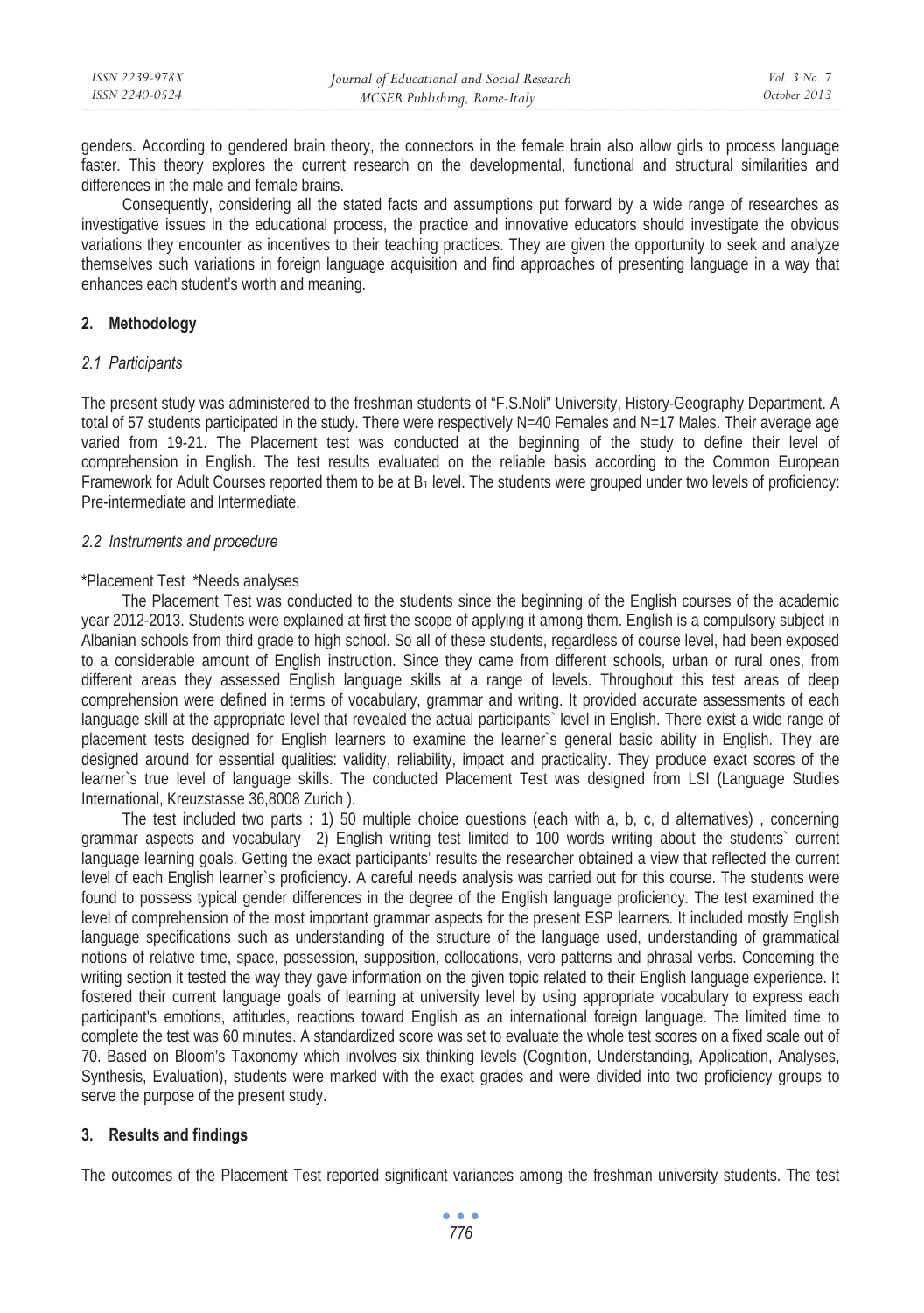genders. According to gendered brain theory, the connectors in the female brain also allow girls to process language faster. This theory explores the current research on the developmental, functional and structural similarities and differences in the male and female brains.

Consequently, considering all the stated facts and assumptions put forward by a wide range of researches as investigative issues in the educational process, the practice and innovative educators should investigate the obvious variations they encounter as incentives to their teaching practices. They are given the opportunity to seek and analyze themselves such variations in foreign language acquisition and find approaches of presenting language in a way that enhances each student's worth and meaning.

## 2. Methodology

### *2.1 Participants*

The present study was administered to the freshman students of "F.S.Noli" University, History-Geography Department. A total of 57 students participated in the study. There were respectively N=40 Females and N=17 Males. Their average age varied from 19-21. The Placement test was conducted at the beginning of the study to define their level of comprehension in English. The test results evaluated on the reliable basis according to the Common European Framework for Adult Courses reported them to be at $B_1$ level. The students were grouped under two levels of proficiency: Pre-intermediate and Intermediate.

### *2.2 Instruments and procedure*

*Placement Test *Needs analyses

The Placement Test was conducted to the students since the beginning of the English courses of the academic year 2012-2013. Students were explained at first the scope of applying it among them. English is a compulsory subject in Albanian schools from third grade to high school. So all of these students, regardless of course level, had been exposed to a considerable amount of English instruction. Since they came from different schools, urban or rural ones, from different areas they assessed English language skills at a range of levels. Throughout this test areas of deep comprehension were defined in terms of vocabulary, grammar and writing. It provided accurate assessments of each language skill at the appropriate level that revealed the actual participants` level in English. There exist a wide range of placement tests designed for English learners to examine the learner`s general basic ability in English. They are designed around for essential qualities: validity, reliability, impact and practicality. They produce exact scores of the learner`s true level of language skills. The conducted Placement Test was designed from LSI (Language Studies International, Kreuzstasse 36,8008 Zurich ).

The test included two parts **:** 1) 50 multiple choice questions (each with a, b, c, d alternatives) , concerning grammar aspects and vocabulary 2) English writing test limited to 100 words writing about the students` current language learning goals. Getting the exact participants' results the researcher obtained a view that reflected the current level of each English learner`s proficiency. A careful needs analysis was carried out for this course. The students were found to possess typical gender differences in the degree of the English language proficiency. The test examined the level of comprehension of the most important grammar aspects for the present ESP learners. It included mostly English language specifications such as understanding of the structure of the language used, understanding of grammatical notions of relative time, space, possession, supposition, collocations, verb patterns and phrasal verbs. Concerning the writing section it tested the way they gave information on the given topic related to their English language experience. It fostered their current language goals of learning at university level by using appropriate vocabulary to express each participant's emotions, attitudes, reactions toward English as an international foreign language. The limited time to complete the test was 60 minutes. A standardized score was set to evaluate the whole test scores on a fixed scale out of 70. Based on Bloom's Taxonomy which involves six thinking levels (Cognition, Understanding, Application, Analyses, Synthesis, Evaluation), students were marked with the exact grades and were divided into two proficiency groups to serve the purpose of the present study.

## 3. Results and findings

The outcomes of the Placement Test reported significant variances among the freshman university students. The test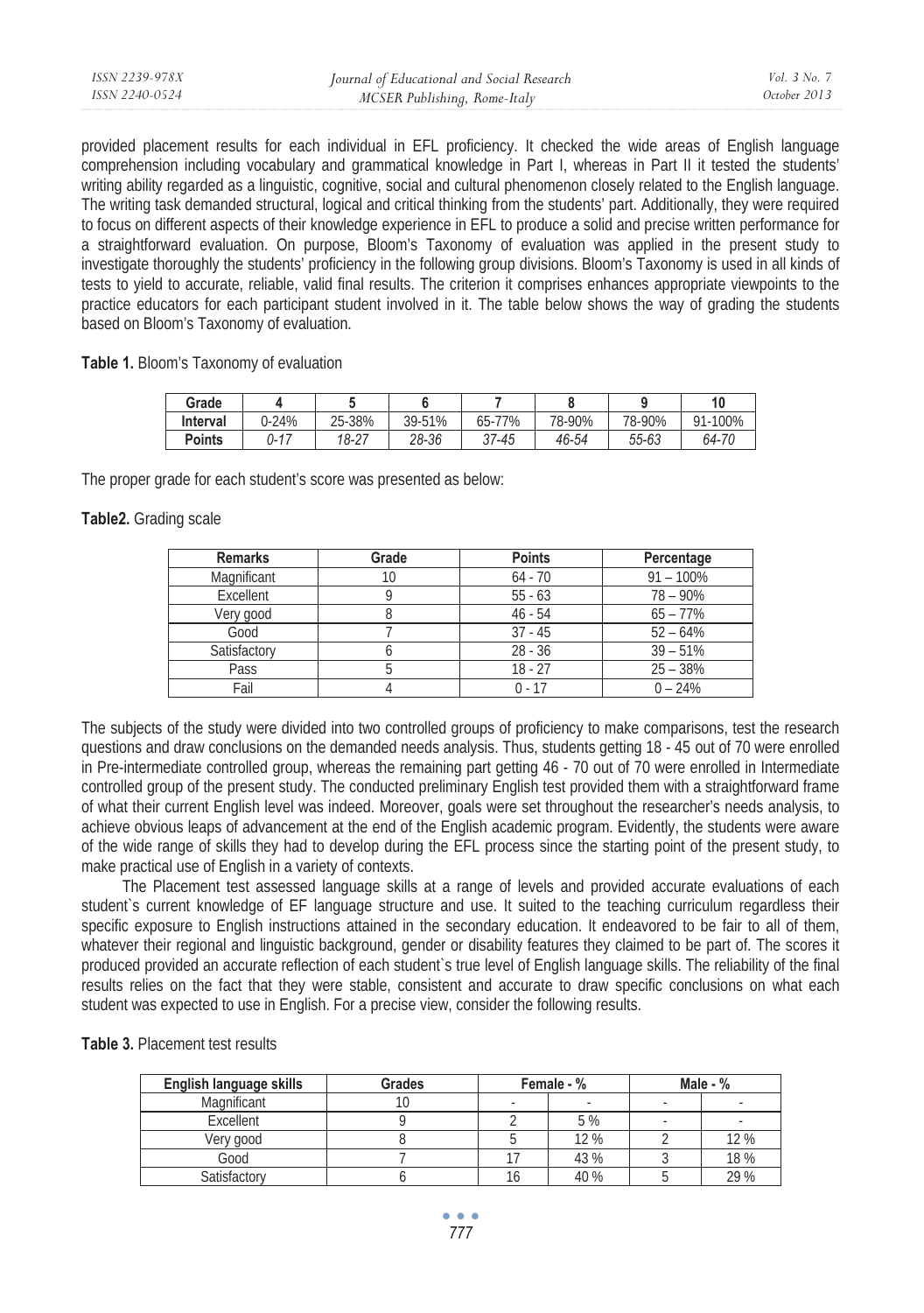provided placement results for each individual in EFL proficiency. It checked the wide areas of English language comprehension including vocabulary and grammatical knowledge in Part I, whereas in Part II it tested the students' writing ability regarded as a linguistic, cognitive, social and cultural phenomenon closely related to the English language. The writing task demanded structural, logical and critical thinking from the students' part. Additionally, they were required to focus on different aspects of their knowledge experience in EFL to produce a solid and precise written performance for a straightforward evaluation. On purpose, Bloom's Taxonomy of evaluation was applied in the present study to investigate thoroughly the students' proficiency in the following group divisions. Bloom's Taxonomy is used in all kinds of tests to yield to accurate, reliable, valid final results. The criterion it comprises enhances appropriate viewpoints to the practice educators for each participant student involved in it. The table below shows the way of grading the students based on Bloom's Taxonomy of evaluation.

**Table 1.** Bloom's Taxonomy of evaluation

| Grade | 4 | 5 | 6 | 7 | 8 | 9 | 10 |
|---|---|---|---|---|---|---|---|
| **Interval** | 0-24% | 25-38% | 39-51% | 65-77% | 78-90% | 78-90% | 91-100% |
| **Points** | *0-17* | *18-27* | *28-36* | *37-45* | *46-54* | *55-63* | *64-70* |

The proper grade for each student's score was presented as below:

**Table2.** Grading scale

| Remarks | Grade | Points | Percentage |
|---|---|---|---|
| Magnificant | 10 | 64 - 70 | 91 – 100% |
| Excellent | 9 | 55 - 63 | 78 – 90% |
| Very good | 8 | 46 - 54 | 65 – 77% |
| Good | 7 | 37 - 45 | 52 – 64% |
| Satisfactory | 6 | 28 - 36 | 39 – 51% |
| Pass | 5 | 18 - 27 | 25 – 38% |
| Fail | 4 | 0 - 17 | 0 – 24% |

The subjects of the study were divided into two controlled groups of proficiency to make comparisons, test the research questions and draw conclusions on the demanded needs analysis. Thus, students getting 18 - 45 out of 70 were enrolled in Pre-intermediate controlled group, whereas the remaining part getting 46 - 70 out of 70 were enrolled in Intermediate controlled group of the present study. The conducted preliminary English test provided them with a straightforward frame of what their current English level was indeed. Moreover, goals were set throughout the researcher's needs analysis, to achieve obvious leaps of advancement at the end of the English academic program. Evidently, the students were aware of the wide range of skills they had to develop during the EFL process since the starting point of the present study, to make practical use of English in a variety of contexts.

The Placement test assessed language skills at a range of levels and provided accurate evaluations of each student`s current knowledge of EF language structure and use. It suited to the teaching curriculum regardless their specific exposure to English instructions attained in the secondary education. It endeavored to be fair to all of them, whatever their regional and linguistic background, gender or disability features they claimed to be part of. The scores it produced provided an accurate reflection of each student`s true level of English language skills. The reliability of the final results relies on the fact that they were stable, consistent and accurate to draw specific conclusions on what each student was expected to use in English. For a precise view, consider the following results.

**Table 3.** Placement test results

| English language skills | Grades | Female - % | | Male - % | |
|---|---|---|---|---|---|
| Magnificant | 10 | - | - | - | - |
| Excellent | 9 | 2 | 5 % | - | - |
| Very good | 8 | 5 | 12 % | 2 | 12 % |
| Good | 7 | 17 | 43 % | 3 | 18 % |
| Satisfactory | 6 | 16 | 40 % | 5 | 29 % |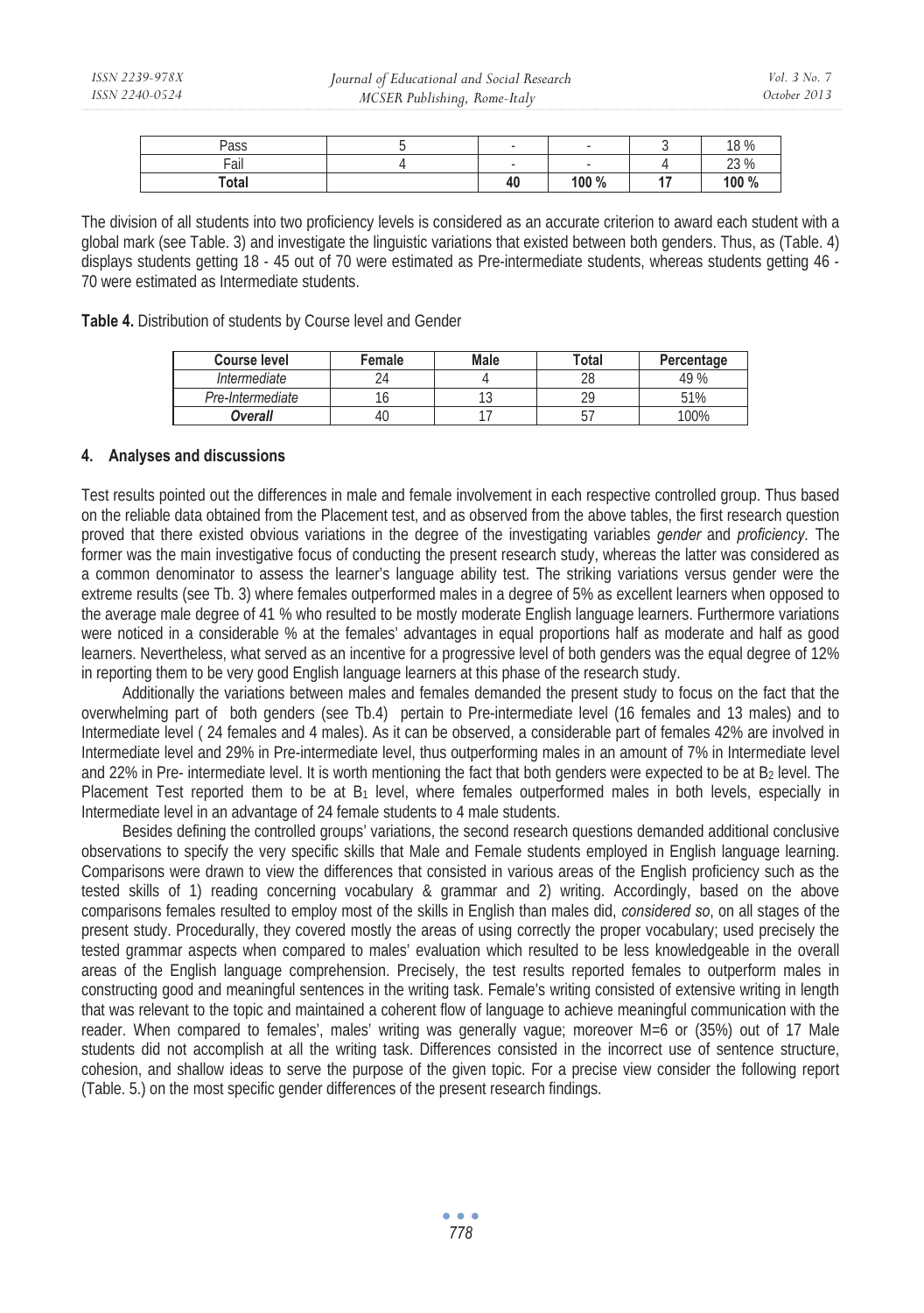| Pass | 5 | - | - | 3 | 18 % |
|---|---|---|---|---|---|
| Fail | 4 | - | - | 4 | 23 % |
| **Total** | | **40** | **100 %** | **17** | **100 %** |

The division of all students into two proficiency levels is considered as an accurate criterion to award each student with a global mark (see Table. 3) and investigate the linguistic variations that existed between both genders. Thus, as (Table. 4) displays students getting 18 - 45 out of 70 were estimated as Pre-intermediate students, whereas students getting 46 - 70 were estimated as Intermediate students.

**Table 4.** Distribution of students by Course level and Gender

| Course level | Female | Male | Total | Percentage |
|---|---|---|---|---|
| *Intermediate* | 24 | 4 | 28 | 49 % |
| *Pre-Intermediate* | 16 | 13 | 29 | 51% |
| ***Overall*** | 40 | 17 | 57 | 100% |

## 4. Analyses and discussions

Test results pointed out the differences in male and female involvement in each respective controlled group. Thus based on the reliable data obtained from the Placement test, and as observed from the above tables, the first research question proved that there existed obvious variations in the degree of the investigating variables *gender* and *proficiency*. The former was the main investigative focus of conducting the present research study, whereas the latter was considered as a common denominator to assess the learner's language ability test. The striking variations versus gender were the extreme results (see Tb. 3) where females outperformed males in a degree of 5% as excellent learners when opposed to the average male degree of 41 % who resulted to be mostly moderate English language learners. Furthermore variations were noticed in a considerable % at the females' advantages in equal proportions half as moderate and half as good learners. Nevertheless, what served as an incentive for a progressive level of both genders was the equal degree of 12% in reporting them to be very good English language learners at this phase of the research study.

Additionally the variations between males and females demanded the present study to focus on the fact that the overwhelming part of both genders (see Tb.4) pertain to Pre-intermediate level (16 females and 13 males) and to Intermediate level ( 24 females and 4 males). As it can be observed, a considerable part of females 42% are involved in Intermediate level and 29% in Pre-intermediate level, thus outperforming males in an amount of 7% in Intermediate level and 22% in Pre- intermediate level. It is worth mentioning the fact that both genders were expected to be at $B_2$ level. The Placement Test reported them to be at $B_1$ level, where females outperformed males in both levels, especially in Intermediate level in an advantage of 24 female students to 4 male students.

Besides defining the controlled groups' variations, the second research questions demanded additional conclusive observations to specify the very specific skills that Male and Female students employed in English language learning. Comparisons were drawn to view the differences that consisted in various areas of the English proficiency such as the tested skills of 1) reading concerning vocabulary & grammar and 2) writing. Accordingly, based on the above comparisons females resulted to employ most of the skills in English than males did, *considered so*, on all stages of the present study. Procedurally, they covered mostly the areas of using correctly the proper vocabulary; used precisely the tested grammar aspects when compared to males' evaluation which resulted to be less knowledgeable in the overall areas of the English language comprehension. Precisely, the test results reported females to outperform males in constructing good and meaningful sentences in the writing task. Female's writing consisted of extensive writing in length that was relevant to the topic and maintained a coherent flow of language to achieve meaningful communication with the reader. When compared to females', males' writing was generally vague; moreover M=6 or (35%) out of 17 Male students did not accomplish at all the writing task. Differences consisted in the incorrect use of sentence structure, cohesion, and shallow ideas to serve the purpose of the given topic. For a precise view consider the following report (Table. 5.) on the most specific gender differences of the present research findings.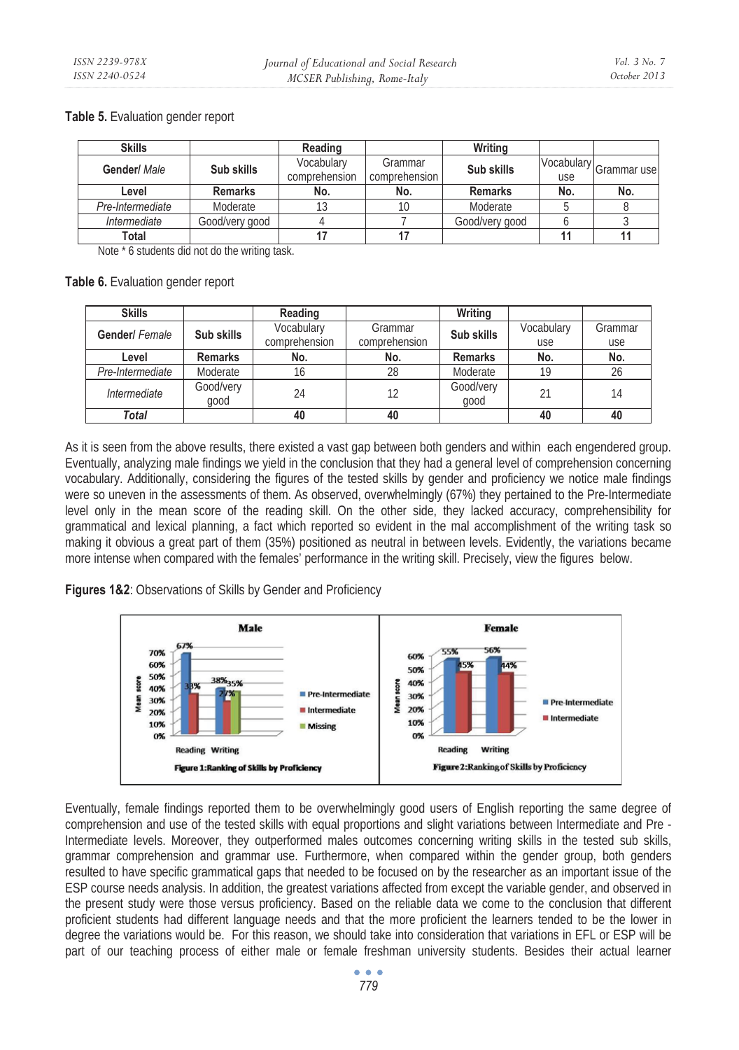**Table 5.** Evaluation gender report

| Skills | | Reading | | Writing | | |
|---|---|---|---|---|---|---|
| Gender/ *Male* | Sub skills | Vocabulary comprehension | Grammar comprehension | Sub skills | Vocabulary use | Grammar use |
| Level | Remarks | No. | No. | Remarks | No. | No. |
| *Pre-Intermediate* | Moderate | 13 | 10 | Moderate | 5 | 8 |
| *Intermediate* | Good/very good | 4 | 7 | Good/very good | 6 | 3 |
| Total | | 17 | 17 | | 11 | 11 |

Note * 6 students did not do the writing task.

**Table 6.** Evaluation gender report

| Skills | | Reading | | Writing | | |
|---|---|---|---|---|---|---|
| Gender/ *Female* | Sub skills | Vocabulary comprehension | Grammar comprehension | Sub skills | Vocabulary use | Grammar use |
| Level | Remarks | No. | No. | Remarks | No. | No. |
| *Pre-Intermediate* | Moderate | 16 | 28 | Moderate | 19 | 26 |
| *Intermediate* | Good/very good | 24 | 12 | Good/very good | 21 | 14 |
| ***Total*** | | 40 | 40 | | 40 | 40 |

As it is seen from the above results, there existed a vast gap between both genders and within each engendered group. Eventually, analyzing male findings we yield in the conclusion that they had a general level of comprehension concerning vocabulary. Additionally, considering the figures of the tested skills by gender and proficiency we notice male findings were so uneven in the assessments of them. As observed, overwhelmingly (67%) they pertained to the Pre-Intermediate level only in the mean score of the reading skill. On the other side, they lacked accuracy, comprehensibility for grammatical and lexical planning, a fact which reported so evident in the mal accomplishment of the writing task so making it obvious a great part of them (35%) positioned as neutral in between levels. Evidently, the variations became more intense when compared with the females' performance in the writing skill. Precisely, view the figures below.

**Figures 1&2**: Observations of Skills by Gender and Proficiency

**Figure 1: Ranking of Skills by Proficiency**

**Figure 2: Ranking of Skills by Proficiency**

Eventually, female findings reported them to be overwhelmingly good users of English reporting the same degree of comprehension and use of the tested skills with equal proportions and slight variations between Intermediate and Pre - Intermediate levels. Moreover, they outperformed males outcomes concerning writing skills in the tested sub skills, grammar comprehension and grammar use. Furthermore, when compared within the gender group, both genders resulted to have specific grammatical gaps that needed to be focused on by the researcher as an important issue of the ESP course needs analysis. In addition, the greatest variations affected from except the variable gender, and observed in the present study were those versus proficiency. Based on the reliable data we come to the conclusion that different proficient students had different language needs and that the more proficient the learners tended to be the lower in degree the variations would be. For this reason, we should take into consideration that variations in EFL or ESP will be part of our teaching process of either male or female freshman university students. Besides their actual learner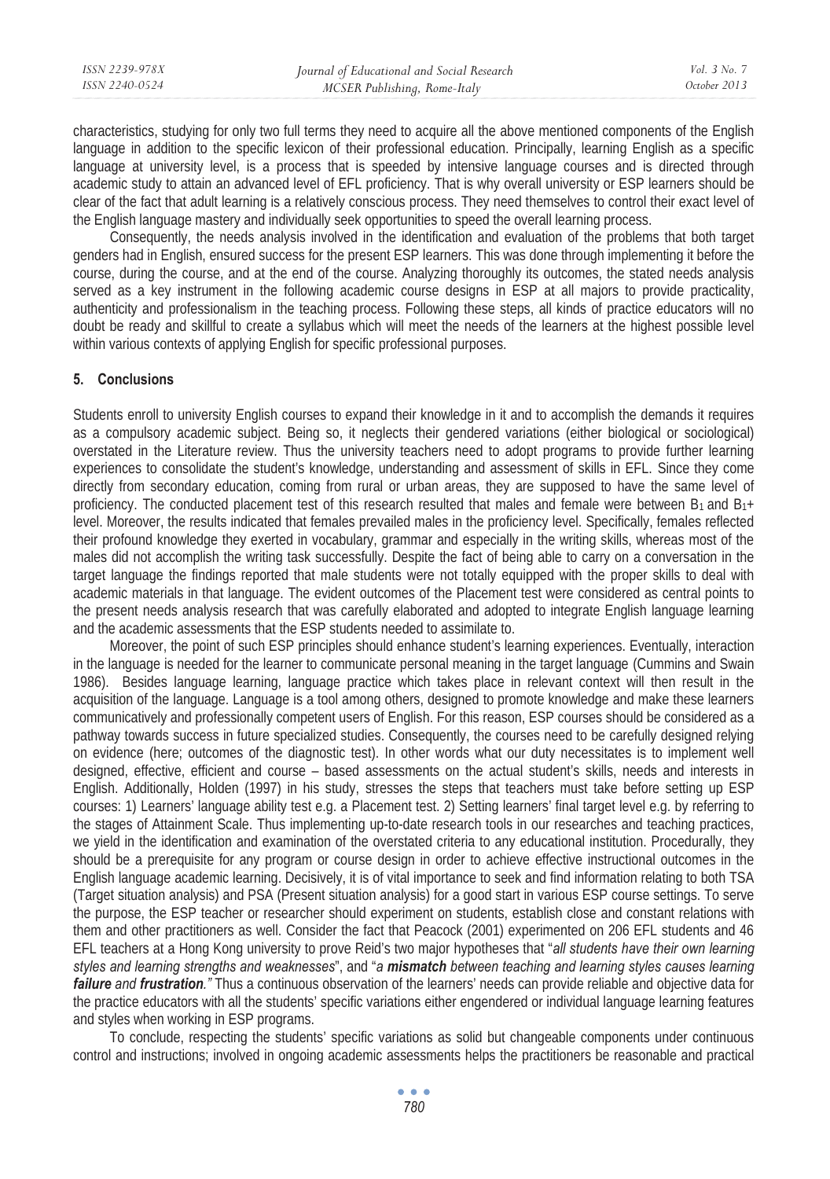characteristics, studying for only two full terms they need to acquire all the above mentioned components of the English language in addition to the specific lexicon of their professional education. Principally, learning English as a specific language at university level, is a process that is speeded by intensive language courses and is directed through academic study to attain an advanced level of EFL proficiency. That is why overall university or ESP learners should be clear of the fact that adult learning is a relatively conscious process. They need themselves to control their exact level of the English language mastery and individually seek opportunities to speed the overall learning process.

Consequently, the needs analysis involved in the identification and evaluation of the problems that both target genders had in English, ensured success for the present ESP learners. This was done through implementing it before the course, during the course, and at the end of the course. Analyzing thoroughly its outcomes, the stated needs analysis served as a key instrument in the following academic course designs in ESP at all majors to provide practicality, authenticity and professionalism in the teaching process. Following these steps, all kinds of practice educators will no doubt be ready and skillful to create a syllabus which will meet the needs of the learners at the highest possible level within various contexts of applying English for specific professional purposes.

## 5. Conclusions

Students enroll to university English courses to expand their knowledge in it and to accomplish the demands it requires as a compulsory academic subject. Being so, it neglects their gendered variations (either biological or sociological) overstated in the Literature review. Thus the university teachers need to adopt programs to provide further learning experiences to consolidate the student's knowledge, understanding and assessment of skills in EFL. Since they come directly from secondary education, coming from rural or urban areas, they are supposed to have the same level of proficiency. The conducted placement test of this research resulted that males and female were between $B_1$ and $B_1$+ level. Moreover, the results indicated that females prevailed males in the proficiency level. Specifically, females reflected their profound knowledge they exerted in vocabulary, grammar and especially in the writing skills, whereas most of the males did not accomplish the writing task successfully. Despite the fact of being able to carry on a conversation in the target language the findings reported that male students were not totally equipped with the proper skills to deal with academic materials in that language. The evident outcomes of the Placement test were considered as central points to the present needs analysis research that was carefully elaborated and adopted to integrate English language learning and the academic assessments that the ESP students needed to assimilate to.

Moreover, the point of such ESP principles should enhance student's learning experiences. Eventually, interaction in the language is needed for the learner to communicate personal meaning in the target language (Cummins and Swain 1986). Besides language learning, language practice which takes place in relevant context will then result in the acquisition of the language. Language is a tool among others, designed to promote knowledge and make these learners communicatively and professionally competent users of English. For this reason, ESP courses should be considered as a pathway towards success in future specialized studies. Consequently, the courses need to be carefully designed relying on evidence (here; outcomes of the diagnostic test). In other words what our duty necessitates is to implement well designed, effective, efficient and course – based assessments on the actual student's skills, needs and interests in English. Additionally, Holden (1997) in his study, stresses the steps that teachers must take before setting up ESP courses: 1) Learners' language ability test e.g. a Placement test. 2) Setting learners' final target level e.g. by referring to the stages of Attainment Scale. Thus implementing up-to-date research tools in our researches and teaching practices, we yield in the identification and examination of the overstated criteria to any educational institution. Procedurally, they should be a prerequisite for any program or course design in order to achieve effective instructional outcomes in the English language academic learning. Decisively, it is of vital importance to seek and find information relating to both TSA (Target situation analysis) and PSA (Present situation analysis) for a good start in various ESP course settings. To serve the purpose, the ESP teacher or researcher should experiment on students, establish close and constant relations with them and other practitioners as well. Consider the fact that Peacock (2001) experimented on 206 EFL students and 46 EFL teachers at a Hong Kong university to prove Reid's two major hypotheses that "*all students have their own learning styles and learning strengths and weaknesses*", and "*a **mismatch** between teaching and learning styles causes learning **failure** and **frustration**.*" Thus a continuous observation of the learners' needs can provide reliable and objective data for the practice educators with all the students' specific variations either engendered or individual language learning features and styles when working in ESP programs.

To conclude, respecting the students' specific variations as solid but changeable components under continuous control and instructions; involved in ongoing academic assessments helps the practitioners be reasonable and practical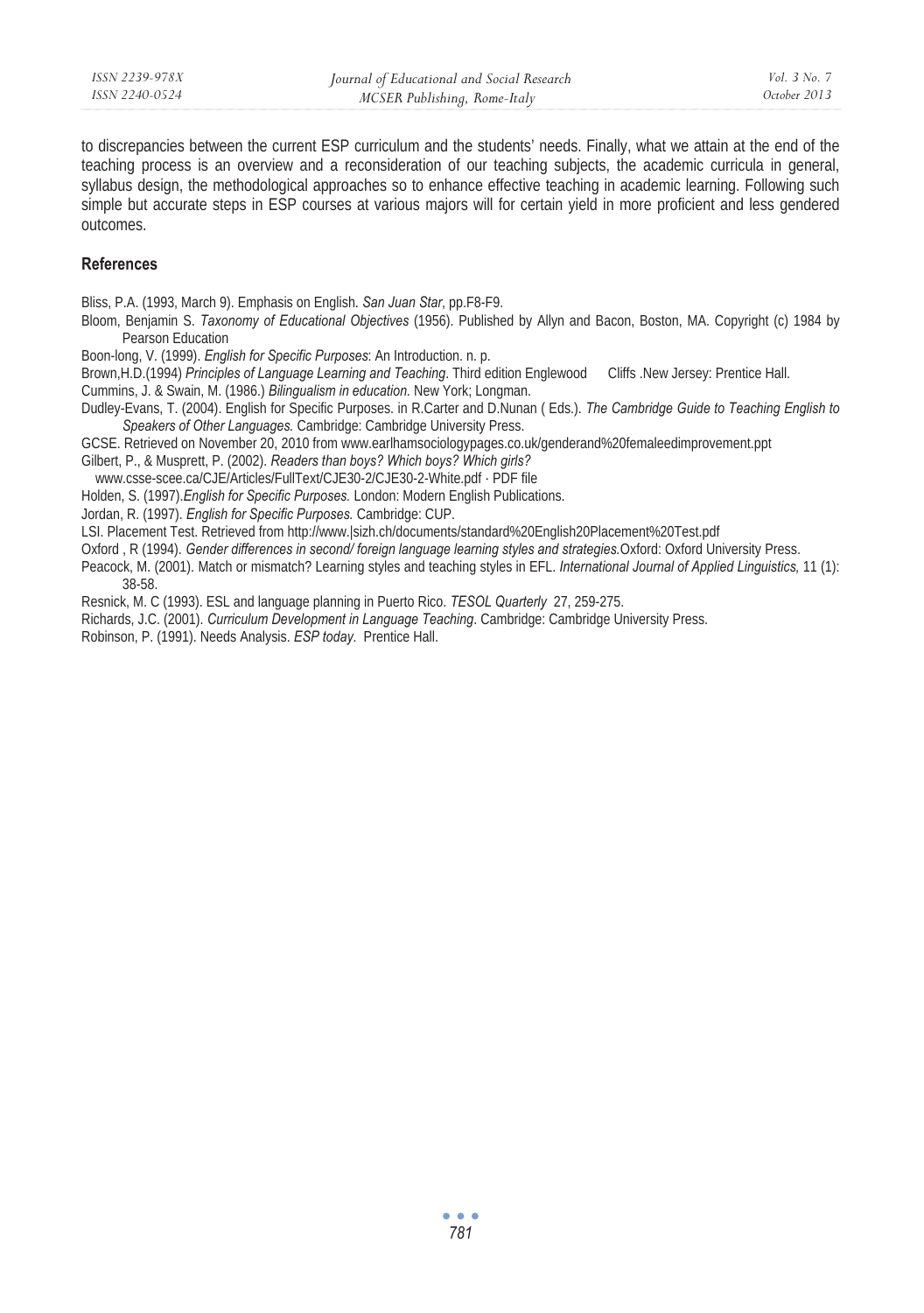to discrepancies between the current ESP curriculum and the students' needs. Finally, what we attain at the end of the teaching process is an overview and a reconsideration of our teaching subjects, the academic curricula in general, syllabus design, the methodological approaches so to enhance effective teaching in academic learning. Following such simple but accurate steps in ESP courses at various majors will for certain yield in more proficient and less gendered outcomes.

## References

Bliss, P.A. (1993, March 9). Emphasis on English. *San Juan Star*, pp.F8-F9.

Bloom, Benjamin S. *Taxonomy of Educational Objectives* (1956). Published by Allyn and Bacon, Boston, MA. Copyright (c) 1984 by Pearson Education

Boon-long, V. (1999). *English for Specific Purposes*: An Introduction. n. p.

Brown,H.D.(1994) *Principles of Language Learning and Teaching*. Third edition Englewood Cliffs .New Jersey: Prentice Hall.

Cummins, J. & Swain, M. (1986.) *Bilingualism in education.* New York; Longman.

Dudley-Evans, T. (2004). English for Specific Purposes. in R.Carter and D.Nunan ( Eds.). *The Cambridge Guide to Teaching English to Speakers of Other Languages.* Cambridge: Cambridge University Press.

GCSE. Retrieved on November 20, 2010 from www.earlhamsociologypages.co.uk/genderand%20femaleedimprovement.ppt

Gilbert, P., & Musprett, P. (2002). *Readers than boys? Which boys? Which girls?*
www.csse-scee.ca/CJE/Articles/FullText/CJE30-2/CJE30-2-White.pdf · PDF file

Holden, S. (1997).*English for Specific Purposes.* London: Modern English Publications.

Jordan, R. (1997). *English for Specific Purposes.* Cambridge: CUP.

LSI. Placement Test. Retrieved from http://www.|sizh.ch/documents/standard%20English20Placement%20Test.pdf

Oxford , R (1994). *Gender differences in second/ foreign language learning styles and strategies.*Oxford: Oxford University Press.

Peacock, M. (2001). Match or mismatch? Learning styles and teaching styles in EFL. *International Journal of Applied Linguistics,* 11 (1): 38-58.

Resnick, M. C (1993). ESL and language planning in Puerto Rico. *TESOL Quarterly* 27, 259-275.

Richards, J.C. (2001). *Curriculum Development in Language Teaching*. Cambridge: Cambridge University Press.

Robinson, P. (1991). Needs Analysis. *ESP today.* Prentice Hall.